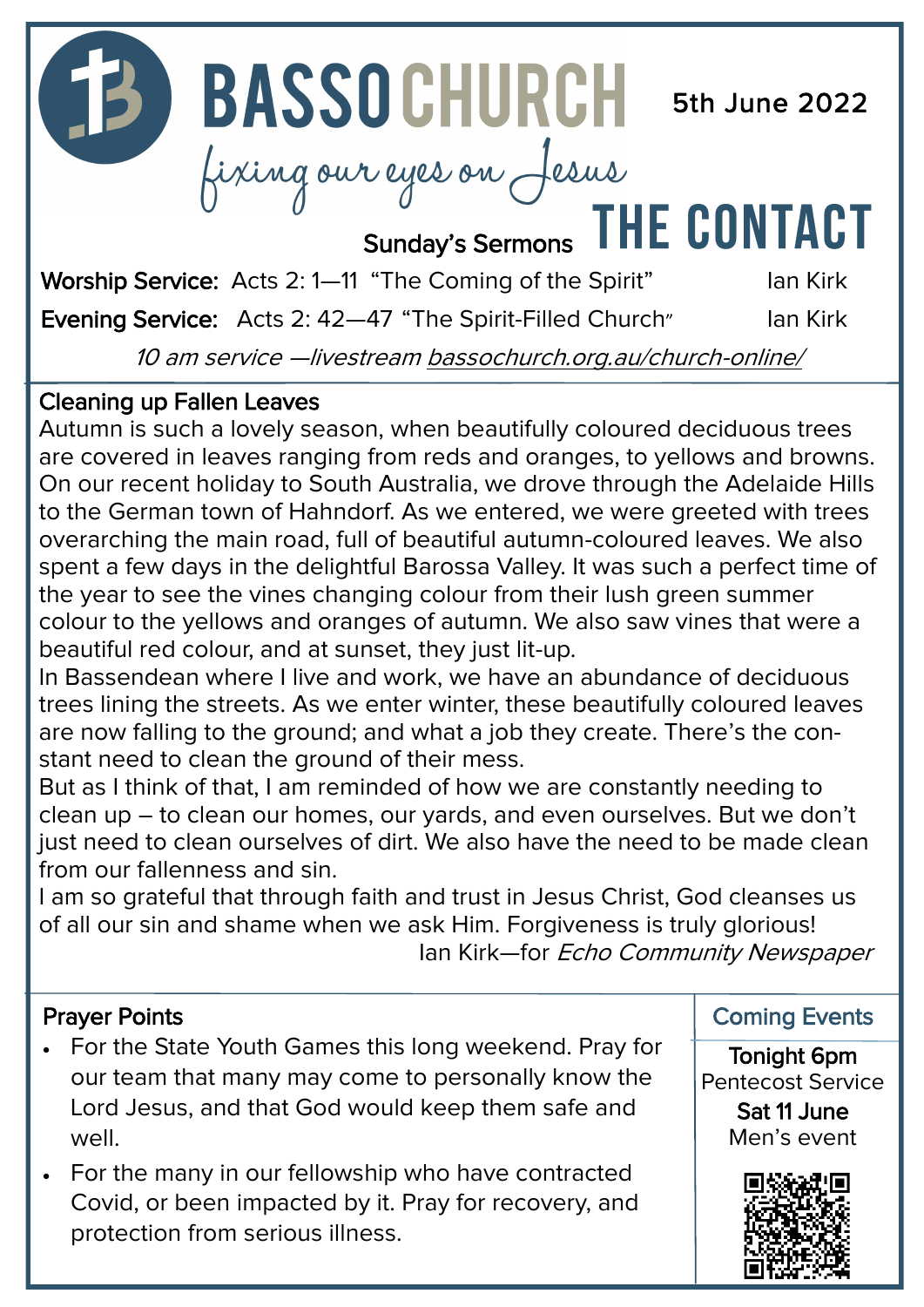# BASSO CHURCH

*fixing our eyes on Jesus*

5th June 2022

## THE CONTACT

### Sunday's Sermons

**Worship Service:** Acts 2: 1—11 "The Coming of the Spirit" Ian Kirk

**Evening Service:** Acts 2: 42—47 "The Spirit-Filled Church" Ian Kirk

*10 am service —livestream bassochurch.org.au/church-online/*

### Cleaning up Fallen Leaves

Autumn is such a lovely season, when beautifully coloured deciduous trees are covered in leaves ranging from reds and oranges, to yellows and browns. On our recent holiday to South Australia, we drove through the Adelaide Hills to the German town of Hahndorf. As we entered, we were greeted with trees overarching the main road, full of beautiful autumn-coloured leaves. We also spent a few days in the delightful Barossa Valley. It was such a perfect time of the year to see the vines changing colour from their lush green summer colour to the yellows and oranges of autumn. We also saw vines that were a beautiful red colour, and at sunset, they just lit-up.

In Bassendean where I live and work, we have an abundance of deciduous trees lining the streets. As we enter winter, these beautifully coloured leaves are now falling to the ground; and what a job they create. There's the constant need to clean the ground of their mess.

But as I think of that, I am reminded of how we are constantly needing to clean up – to clean our homes, our yards, and even ourselves. But we don't just need to clean ourselves of dirt. We also have the need to be made clean from our fallenness and sin.

I am so grateful that through faith and trust in Jesus Christ, God cleanses us of all our sin and shame when we ask Him. Forgiveness is truly glorious!

Ian Kirk—for *Echo Community Newspaper*

### Prayer Points

- For the State Youth Games this long weekend. Pray for our team that many may come to personally know the Lord Jesus, and that God would keep them safe and well.
- For the many in our fellowship who have contracted Covid, or been impacted by it. Pray for recovery, and protection from serious illness.

### Coming Events

**Tonight 6pm**
Pentecost Service

**Sat 11 June**
Men's event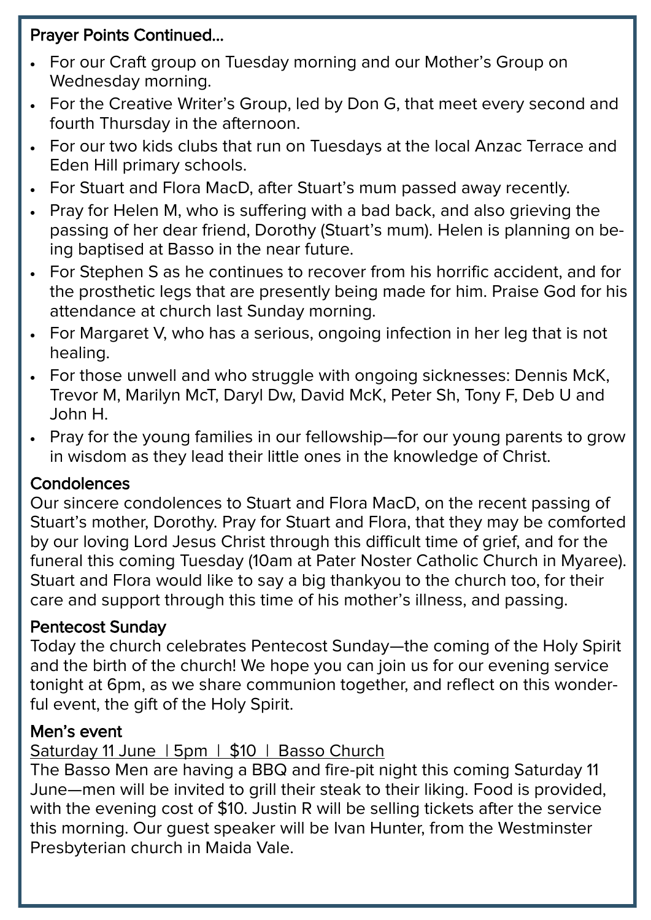### Prayer Points Continued...

- For our Craft group on Tuesday morning and our Mother's Group on Wednesday morning.
- For the Creative Writer's Group, led by Don G, that meet every second and fourth Thursday in the afternoon.
- For our two kids clubs that run on Tuesdays at the local Anzac Terrace and Eden Hill primary schools.
- For Stuart and Flora MacD, after Stuart's mum passed away recently.
- Pray for Helen M, who is suffering with a bad back, and also grieving the passing of her dear friend, Dorothy (Stuart's mum). Helen is planning on being baptised at Basso in the near future.
- For Stephen S as he continues to recover from his horrific accident, and for the prosthetic legs that are presently being made for him. Praise God for his attendance at church last Sunday morning.
- For Margaret V, who has a serious, ongoing infection in her leg that is not healing.
- For those unwell and who struggle with ongoing sicknesses: Dennis McK, Trevor M, Marilyn McT, Daryl Dw, David McK, Peter Sh, Tony F, Deb U and John H.
- Pray for the young families in our fellowship—for our young parents to grow in wisdom as they lead their little ones in the knowledge of Christ.

### Condolences

Our sincere condolences to Stuart and Flora MacD, on the recent passing of Stuart's mother, Dorothy. Pray for Stuart and Flora, that they may be comforted by our loving Lord Jesus Christ through this difficult time of grief, and for the funeral this coming Tuesday (10am at Pater Noster Catholic Church in Myaree). Stuart and Flora would like to say a big thankyou to the church too, for their care and support through this time of his mother's illness, and passing.

### Pentecost Sunday

Today the church celebrates Pentecost Sunday—the coming of the Holy Spirit and the birth of the church! We hope you can join us for our evening service tonight at 6pm, as we share communion together, and reflect on this wonderful event, the gift of the Holy Spirit.

### Men's event

<u>Saturday 11 June | 5pm | $10 | Basso Church</u>

The Basso Men are having a BBQ and fire-pit night this coming Saturday 11 June—men will be invited to grill their steak to their liking. Food is provided, with the evening cost of $10. Justin R will be selling tickets after the service this morning. Our guest speaker will be Ivan Hunter, from the Westminster Presbyterian church in Maida Vale.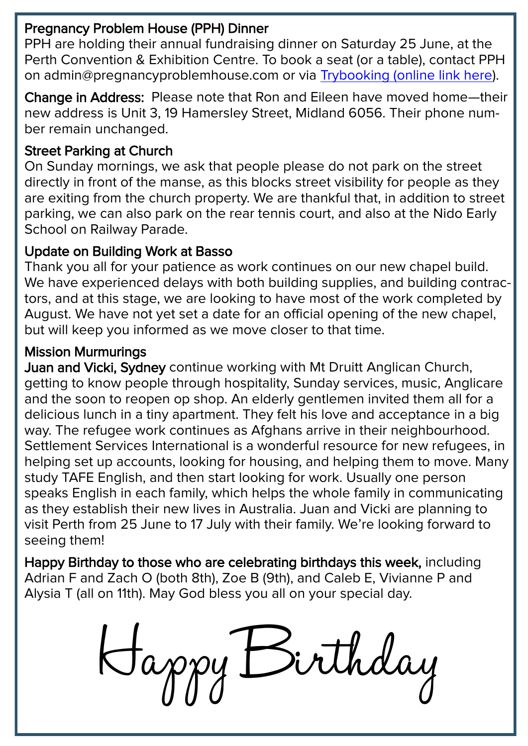**Pregnancy Problem House (PPH) Dinner**
PPH are holding their annual fundraising dinner on Saturday 25 June, at the Perth Convention & Exhibition Centre. To book a seat (or a table), contact PPH on admin@pregnancyproblemhouse.com or via Trybooking (online link here).

**Change in Address:** Please note that Ron and Eileen have moved home—their new address is Unit 3, 19 Hamersley Street, Midland 6056. Their phone number remain unchanged.

**Street Parking at Church**
On Sunday mornings, we ask that people please do not park on the street directly in front of the manse, as this blocks street visibility for people as they are exiting from the church property. We are thankful that, in addition to street parking, we can also park on the rear tennis court, and also at the Nido Early School on Railway Parade.

**Update on Building Work at Basso**
Thank you all for your patience as work continues on our new chapel build. We have experienced delays with both building supplies, and building contractors, and at this stage, we are looking to have most of the work completed by August. We have not yet set a date for an official opening of the new chapel, but will keep you informed as we move closer to that time.

**Mission Murmurings**
**Juan and Vicki, Sydney** continue working with Mt Druitt Anglican Church, getting to know people through hospitality, Sunday services, music, Anglicare and the soon to reopen op shop. An elderly gentlemen invited them all for a delicious lunch in a tiny apartment. They felt his love and acceptance in a big way. The refugee work continues as Afghans arrive in their neighbourhood. Settlement Services International is a wonderful resource for new refugees, in helping set up accounts, looking for housing, and helping them to move. Many study TAFE English, and then start looking for work. Usually one person speaks English in each family, which helps the whole family in communicating as they establish their new lives in Australia. Juan and Vicki are planning to visit Perth from 25 June to 17 July with their family. We're looking forward to seeing them!

**Happy Birthday to those who are celebrating birthdays this week,** including Adrian F and Zach O (both 8th), Zoe B (9th), and Caleb E, Vivianne P and Alysia T (all on 11th). May God bless you all on your special day.

Happy Birthday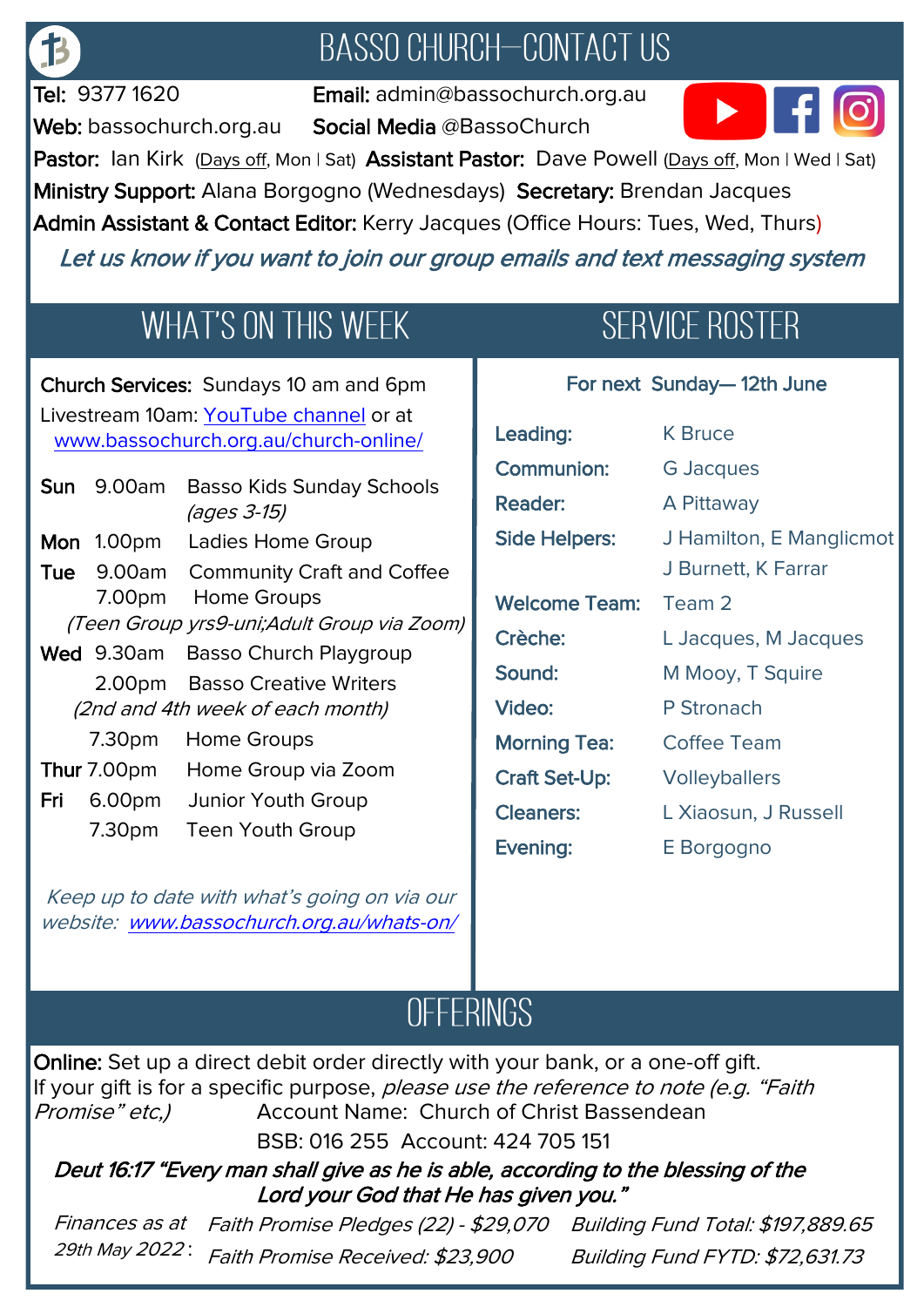# BASSO CHURCH—CONTACT US

**Tel:** 9377 1620 **Email:** admin@bassochurch.org.au

**Web:** bassochurch.org.au **Social Media** @BassoChurch

**Pastor:** Ian Kirk (Days off, Mon | Sat) **Assistant Pastor:** Dave Powell (Days off, Mon | Wed | Sat)

**Ministry Support:** Alana Borgogno (Wednesdays) **Secretary:** Brendan Jacques

**Admin Assistant & Contact Editor:** Kerry Jacques (Office Hours: Tues, Wed, Thurs)

*Let us know if you want to join our group emails and text messaging system*

## WHAT'S ON THIS WEEK

**Church Services:** Sundays 10 am and 6pm

Livestream 10am: YouTube channel or at www.bassochurch.org.au/church-online/

| | | |
|---|---|---|
| **Sun** | 9.00am | Basso Kids Sunday Schools *(ages 3-15)* |
| **Mon** | 1.00pm | Ladies Home Group |
| **Tue** | 9.00am | Community Craft and Coffee |
| | 7.00pm | Home Groups *(Teen Group yrs9-uni;Adult Group via Zoom)* |
| **Wed** | 9.30am | Basso Church Playgroup |
| | 2.00pm | Basso Creative Writers *(2nd and 4th week of each month)* |
| | 7.30pm | Home Groups |
| **Thur** | 7.00pm | Home Group via Zoom |
| **Fri** | 6.00pm | Junior Youth Group |
| | 7.30pm | Teen Youth Group |

*Keep up to date with what's going on via our website: www.bassochurch.org.au/whats-on/*

## SERVICE ROSTER

For next Sunday— 12th June

| | |
|---|---|
| Leading: | K Bruce |
| Communion: | G Jacques |
| Reader: | A Pittaway |
| Side Helpers: | J Hamilton, E Manglicmot<br>J Burnett, K Farrar |
| Welcome Team: | Team 2 |
| Crèche: | L Jacques, M Jacques |
| Sound: | M Mooy, T Squire |
| Video: | P Stronach |
| Morning Tea: | Coffee Team |
| Craft Set-Up: | Volleyballers |
| Cleaners: | L Xiaosun, J Russell |
| Evening: | E Borgogno |

## OFFERINGS

**Online:** Set up a direct debit order directly with your bank, or a one-off gift.
If your gift is for a specific purpose, *please use the reference to note (e.g. "Faith Promise" etc,)* Account Name: Church of Christ Bassendean
BSB: 016 255 Account: 424 705 151

***Deut 16:17 "Every man shall give as he is able, according to the blessing of the Lord your God that He has given you."***

| | | |
|---|---|---|
| *Finances as at 29th May 2022*: | *Faith Promise Pledges (22) - $29,070* | *Building Fund Total: $197,889.65* |
| | *Faith Promise Received: $23,900* | *Building Fund FYTD: $72,631.73* |